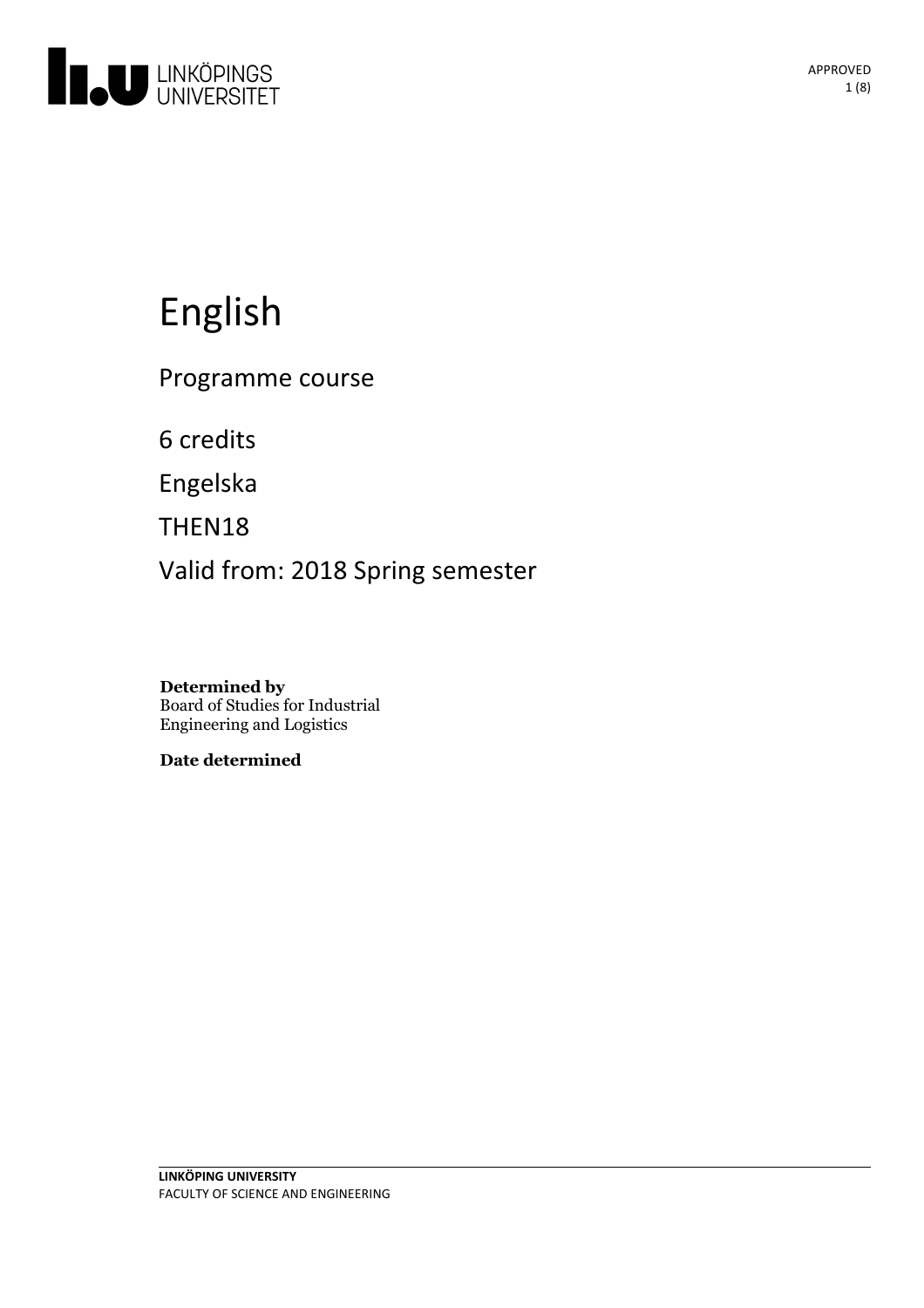# English

Programme course

6 credits

Engelska

THEN18

Valid from: 2018 Spring semester

**Determined by**
Board of Studies for Industrial Engineering and Logistics

**Date determined**

**LINKÖPING UNIVERSITY**
FACULTY OF SCIENCE AND ENGINEERING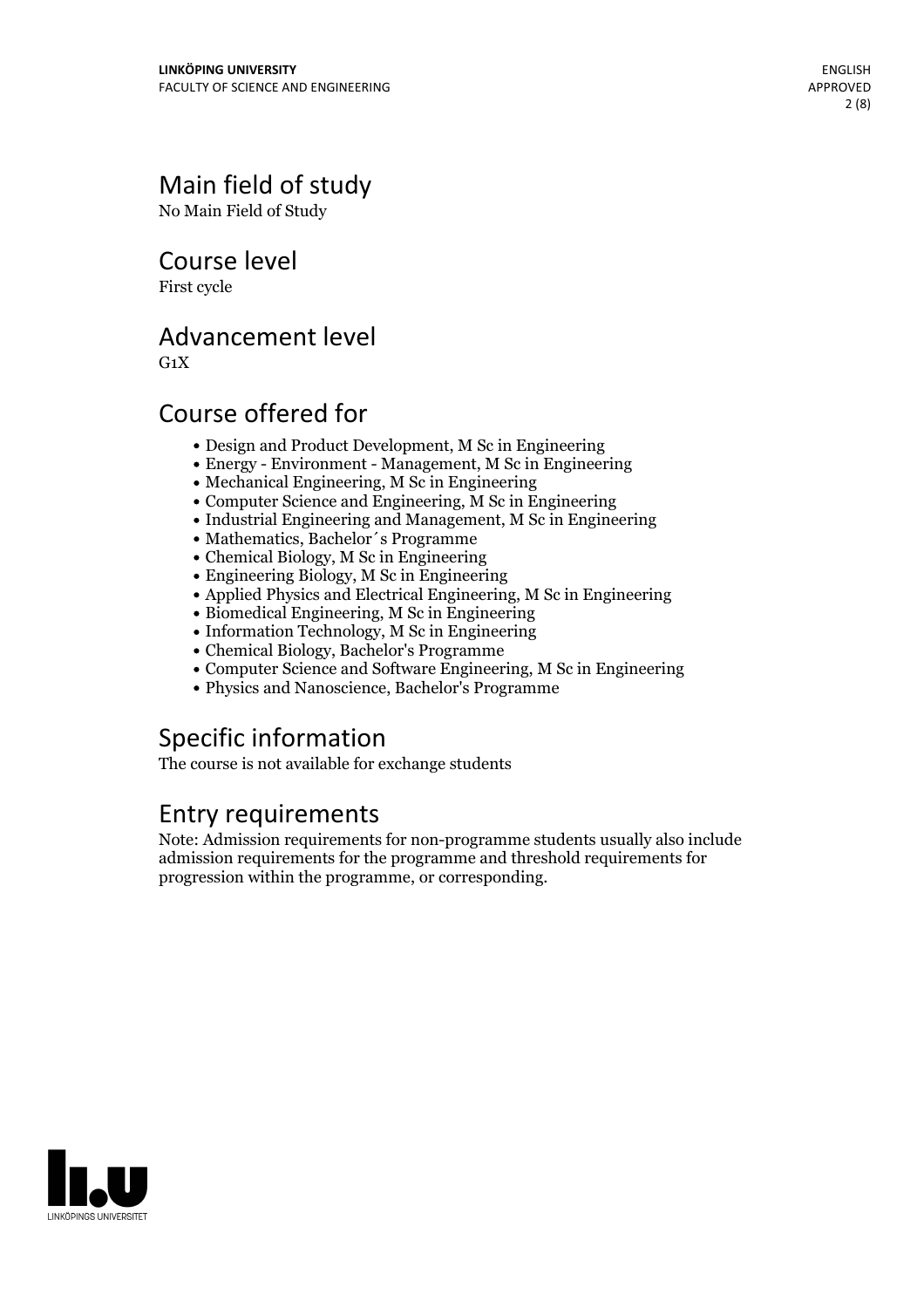## Main field of study

No Main Field of Study

## Course level

First cycle

## Advancement level

G1X

## Course offered for

- Design and Product Development, M Sc in Engineering
- Energy - Environment - Management, M Sc in Engineering
- Mechanical Engineering, M Sc in Engineering
- Computer Science and Engineering, M Sc in Engineering
- Industrial Engineering and Management, M Sc in Engineering
- Mathematics, Bachelor´s Programme
- Chemical Biology, M Sc in Engineering
- Engineering Biology, M Sc in Engineering
- Applied Physics and Electrical Engineering, M Sc in Engineering
- Biomedical Engineering, M Sc in Engineering
- Information Technology, M Sc in Engineering
- Chemical Biology, Bachelor's Programme
- Computer Science and Software Engineering, M Sc in Engineering
- Physics and Nanoscience, Bachelor's Programme

## Specific information

The course is not available for exchange students

## Entry requirements

Note: Admission requirements for non-programme students usually also include admission requirements for the programme and threshold requirements for progression within the programme, or corresponding.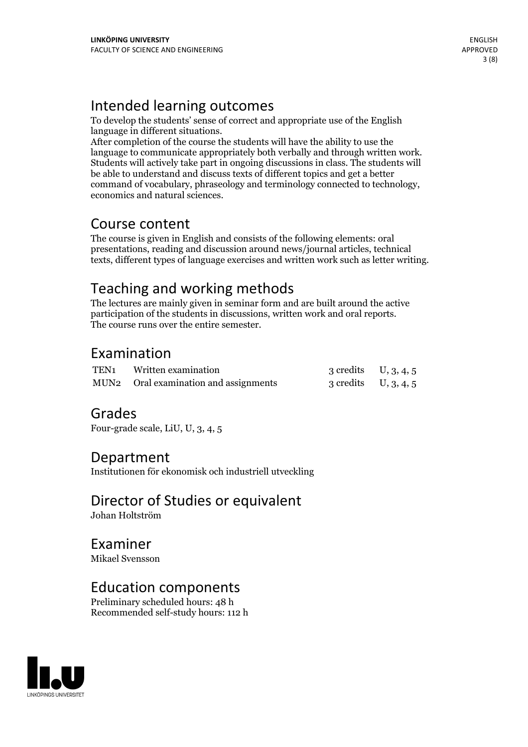## Intended learning outcomes

To develop the students' sense of correct and appropriate use of the English language in different situations.
After completion of the course the students will have the ability to use the language to communicate appropriately both verbally and through written work. Students will actively take part in ongoing discussions in class. The students will be able to understand and discuss texts of different topics and get a better command of vocabulary, phraseology and terminology connected to technology, economics and natural sciences.

## Course content

The course is given in English and consists of the following elements: oral presentations, reading and discussion around news/journal articles, technical texts, different types of language exercises and written work such as letter writing.

## Teaching and working methods

The lectures are mainly given in seminar form and are built around the active participation of the students in discussions, written work and oral reports.
The course runs over the entire semester.

## Examination

| | | | |
|---|---|---|---|
| TEN1 | Written examination | 3 credits | U, 3, 4, 5 |
| MUN2 | Oral examination and assignments | 3 credits | U, 3, 4, 5 |

## Grades

Four-grade scale, LiU, U, 3, 4, 5

## Department

Institutionen för ekonomisk och industriell utveckling

## Director of Studies or equivalent

Johan Holtström

## Examiner

Mikael Svensson

## Education components

Preliminary scheduled hours: 48 h
Recommended self-study hours: 112 h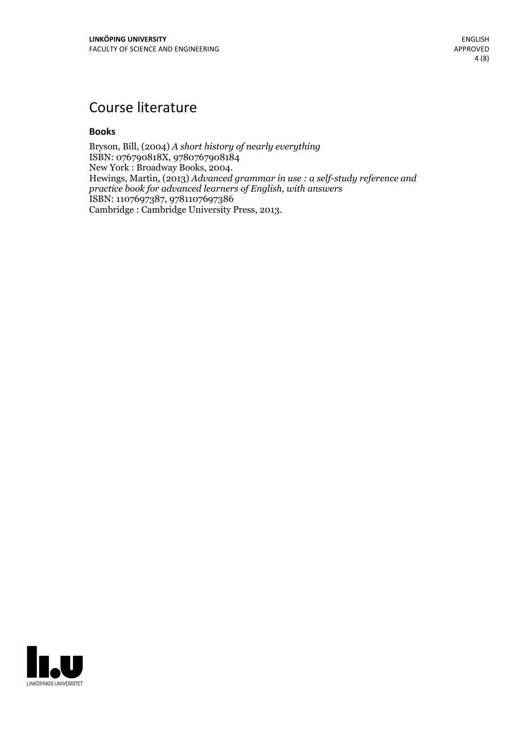# Course literature

### Books

Bryson, Bill, (2004) *A short history of nearly everything*
ISBN: 076790818X, 9780767908184
New York : Broadway Books, 2004.
Hewings, Martin, (2013) *Advanced grammar in use : a self-study reference and practice book for advanced learners of English, with answers*
ISBN: 1107697387, 9781107697386
Cambridge : Cambridge University Press, 2013.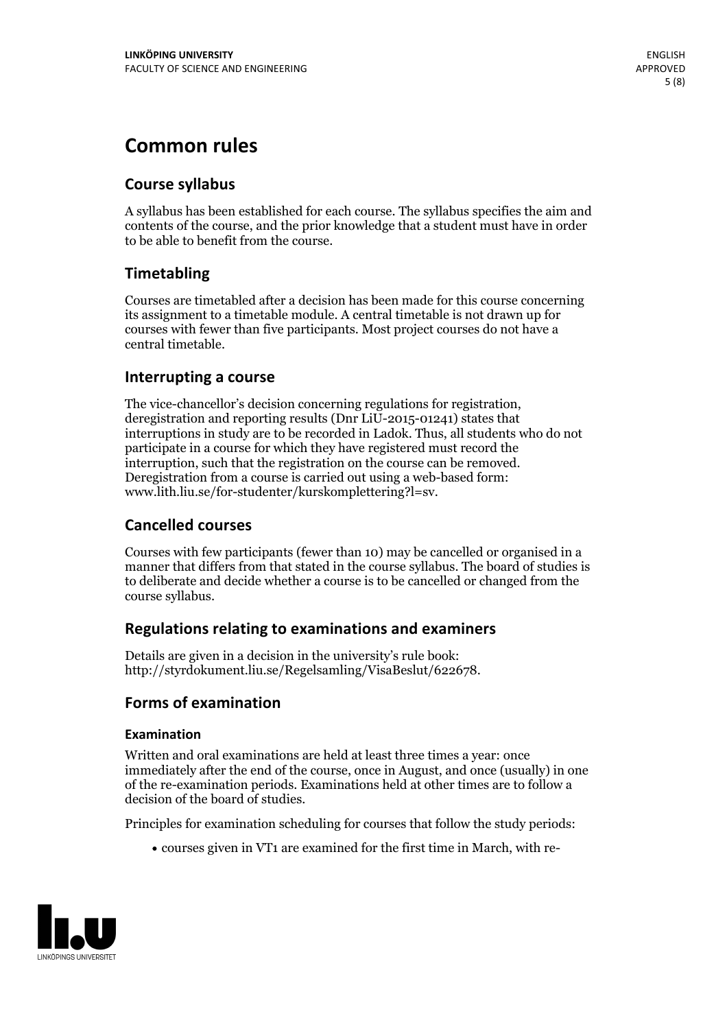# Common rules

## Course syllabus

A syllabus has been established for each course. The syllabus specifies the aim and contents of the course, and the prior knowledge that a student must have in order to be able to benefit from the course.

## Timetabling

Courses are timetabled after a decision has been made for this course concerning its assignment to a timetable module. A central timetable is not drawn up for courses with fewer than five participants. Most project courses do not have a central timetable.

## Interrupting a course

The vice-chancellor's decision concerning regulations for registration, deregistration and reporting results (Dnr LiU-2015-01241) states that interruptions in study are to be recorded in Ladok. Thus, all students who do not participate in a course for which they have registered must record the interruption, such that the registration on the course can be removed. Deregistration from a course is carried out using a web-based form: www.lith.liu.se/for-studenter/kurskomplettering?l=sv.

## Cancelled courses

Courses with few participants (fewer than 10) may be cancelled or organised in a manner that differs from that stated in the course syllabus. The board of studies is to deliberate and decide whether a course is to be cancelled or changed from the course syllabus.

## Regulations relating to examinations and examiners

Details are given in a decision in the university's rule book: http://styrdokument.liu.se/Regelsamling/VisaBeslut/622678.

## Forms of examination

### Examination

Written and oral examinations are held at least three times a year: once immediately after the end of the course, once in August, and once (usually) in one of the re-examination periods. Examinations held at other times are to follow a decision of the board of studies.

Principles for examination scheduling for courses that follow the study periods:

- courses given in VT1 are examined for the first time in March, with re-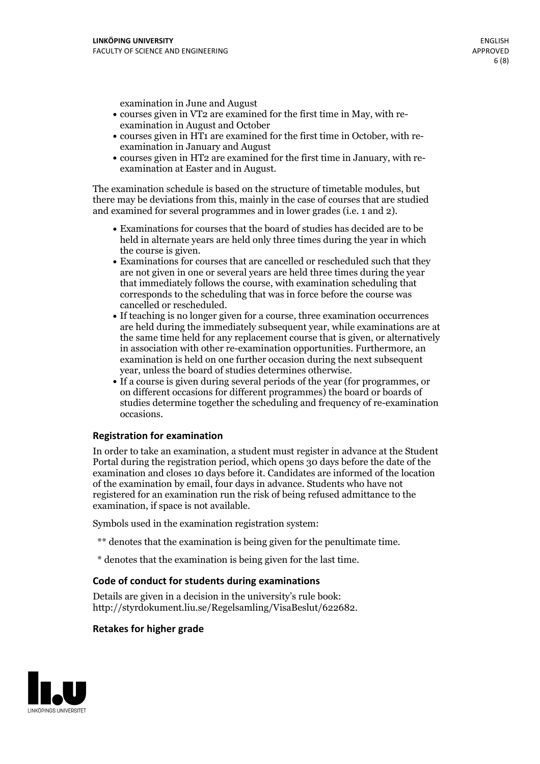examination in June and August

- courses given in VT2 are examined for the first time in May, with re-examination in August and October
- courses given in HT1 are examined for the first time in October, with re-examination in January and August
- courses given in HT2 are examined for the first time in January, with re-examination at Easter and in August.

The examination schedule is based on the structure of timetable modules, but there may be deviations from this, mainly in the case of courses that are studied and examined for several programmes and in lower grades (i.e. 1 and 2).

- Examinations for courses that the board of studies has decided are to be held in alternate years are held only three times during the year in which the course is given.
- Examinations for courses that are cancelled or rescheduled such that they are not given in one or several years are held three times during the year that immediately follows the course, with examination scheduling that corresponds to the scheduling that was in force before the course was cancelled or rescheduled.
- If teaching is no longer given for a course, three examination occurrences are held during the immediately subsequent year, while examinations are at the same time held for any replacement course that is given, or alternatively in association with other re-examination opportunities. Furthermore, an examination is held on one further occasion during the next subsequent year, unless the board of studies determines otherwise.
- If a course is given during several periods of the year (for programmes, or on different occasions for different programmes) the board or boards of studies determine together the scheduling and frequency of re-examination occasions.

### Registration for examination

In order to take an examination, a student must register in advance at the Student Portal during the registration period, which opens 30 days before the date of the examination and closes 10 days before it. Candidates are informed of the location of the examination by email, four days in advance. Students who have not registered for an examination run the risk of being refused admittance to the examination, if space is not available.

Symbols used in the examination registration system:

** denotes that the examination is being given for the penultimate time.

* denotes that the examination is being given for the last time.

### Code of conduct for students during examinations

Details are given in a decision in the university's rule book: http://styrdokument.liu.se/Regelsamling/VisaBeslut/622682.

### Retakes for higher grade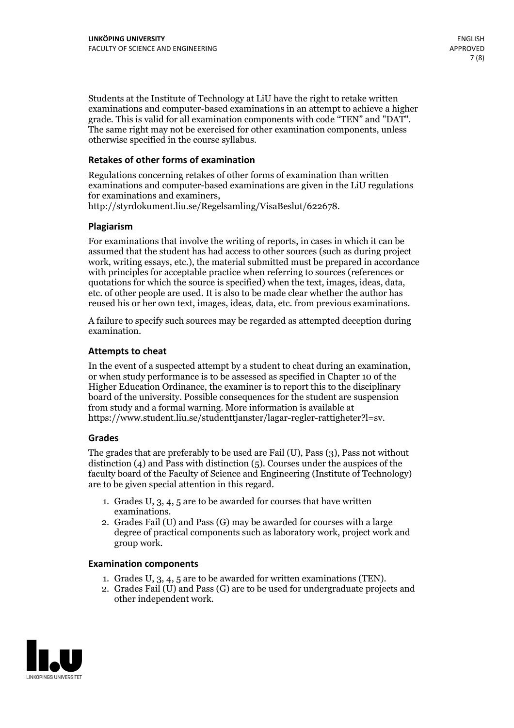Students at the Institute of Technology at LiU have the right to retake written examinations and computer-based examinations in an attempt to achieve a higher grade. This is valid for all examination components with code "TEN" and "DAT". The same right may not be exercised for other examination components, unless otherwise specified in the course syllabus.

### Retakes of other forms of examination

Regulations concerning retakes of other forms of examination than written examinations and computer-based examinations are given in the LiU regulations for examinations and examiners, http://styrdokument.liu.se/Regelsamling/VisaBeslut/622678.

### Plagiarism

For examinations that involve the writing of reports, in cases in which it can be assumed that the student has had access to other sources (such as during project work, writing essays, etc.), the material submitted must be prepared in accordance with principles for acceptable practice when referring to sources (references or quotations for which the source is specified) when the text, images, ideas, data, etc. of other people are used. It is also to be made clear whether the author has reused his or her own text, images, ideas, data, etc. from previous examinations.

A failure to specify such sources may be regarded as attempted deception during examination.

### Attempts to cheat

In the event of a suspected attempt by a student to cheat during an examination, or when study performance is to be assessed as specified in Chapter 10 of the Higher Education Ordinance, the examiner is to report this to the disciplinary board of the university. Possible consequences for the student are suspension from study and a formal warning. More information is available at https://www.student.liu.se/studenttjanster/lagar-regler-rattigheter?l=sv.

### Grades

The grades that are preferably to be used are Fail (U), Pass (3), Pass not without distinction (4) and Pass with distinction (5). Courses under the auspices of the faculty board of the Faculty of Science and Engineering (Institute of Technology) are to be given special attention in this regard.

1. Grades U, 3, 4, 5 are to be awarded for courses that have written examinations.
2. Grades Fail (U) and Pass (G) may be awarded for courses with a large degree of practical components such as laboratory work, project work and group work.

### Examination components

1. Grades U, 3, 4, 5 are to be awarded for written examinations (TEN).
2. Grades Fail (U) and Pass (G) are to be used for undergraduate projects and other independent work.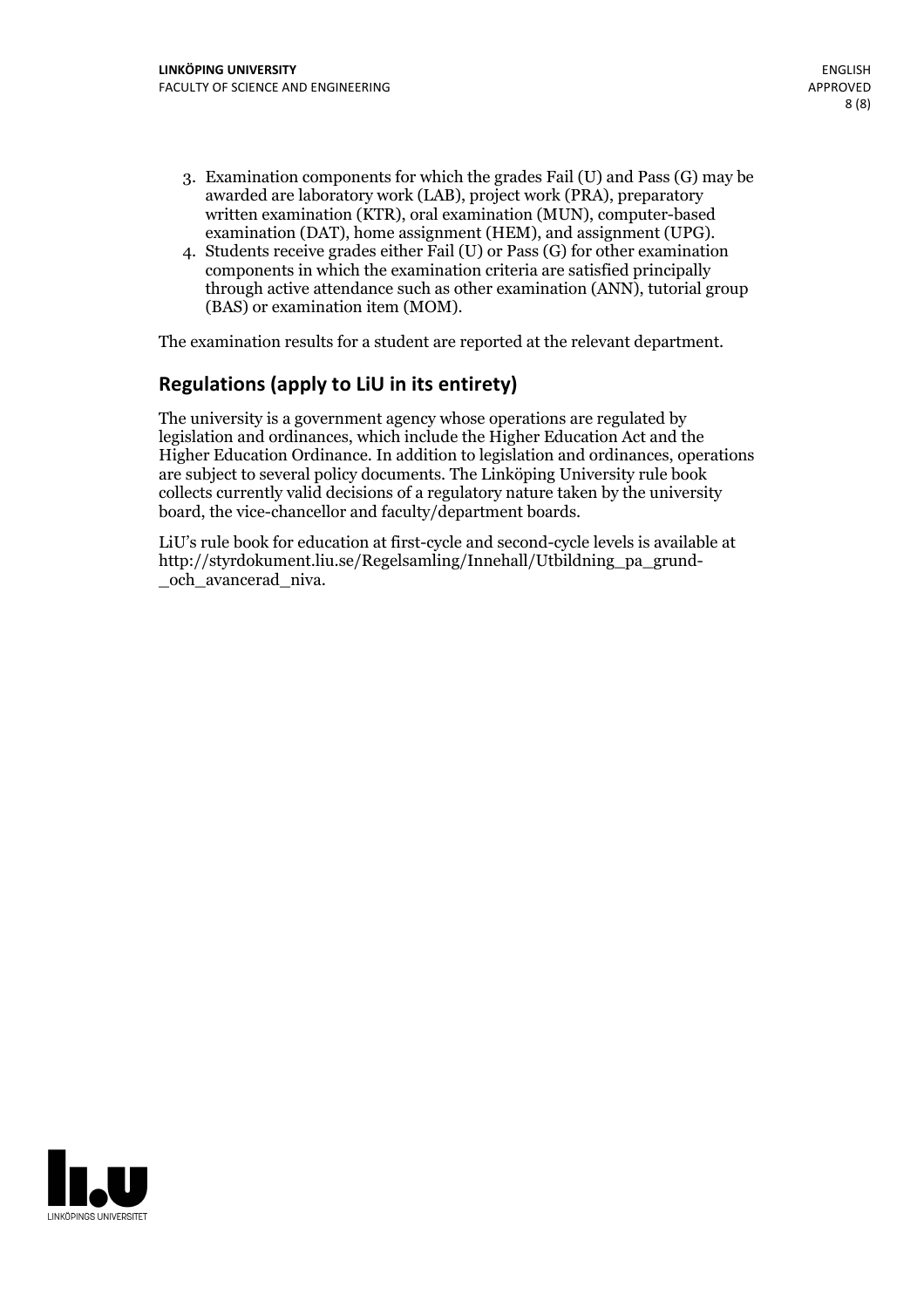3. Examination components for which the grades Fail (U) and Pass (G) may be awarded are laboratory work (LAB), project work (PRA), preparatory written examination (KTR), oral examination (MUN), computer-based examination (DAT), home assignment (HEM), and assignment (UPG).
4. Students receive grades either Fail (U) or Pass (G) for other examination components in which the examination criteria are satisfied principally through active attendance such as other examination (ANN), tutorial group (BAS) or examination item (MOM).

The examination results for a student are reported at the relevant department.

## Regulations (apply to LiU in its entirety)

The university is a government agency whose operations are regulated by legislation and ordinances, which include the Higher Education Act and the Higher Education Ordinance. In addition to legislation and ordinances, operations are subject to several policy documents. The Linköping University rule book collects currently valid decisions of a regulatory nature taken by the university board, the vice-chancellor and faculty/department boards.

LiU's rule book for education at first-cycle and second-cycle levels is available at http://styrdokument.liu.se/Regelsamling/Innehall/Utbildning_pa_grund-_och_avancerad_niva.